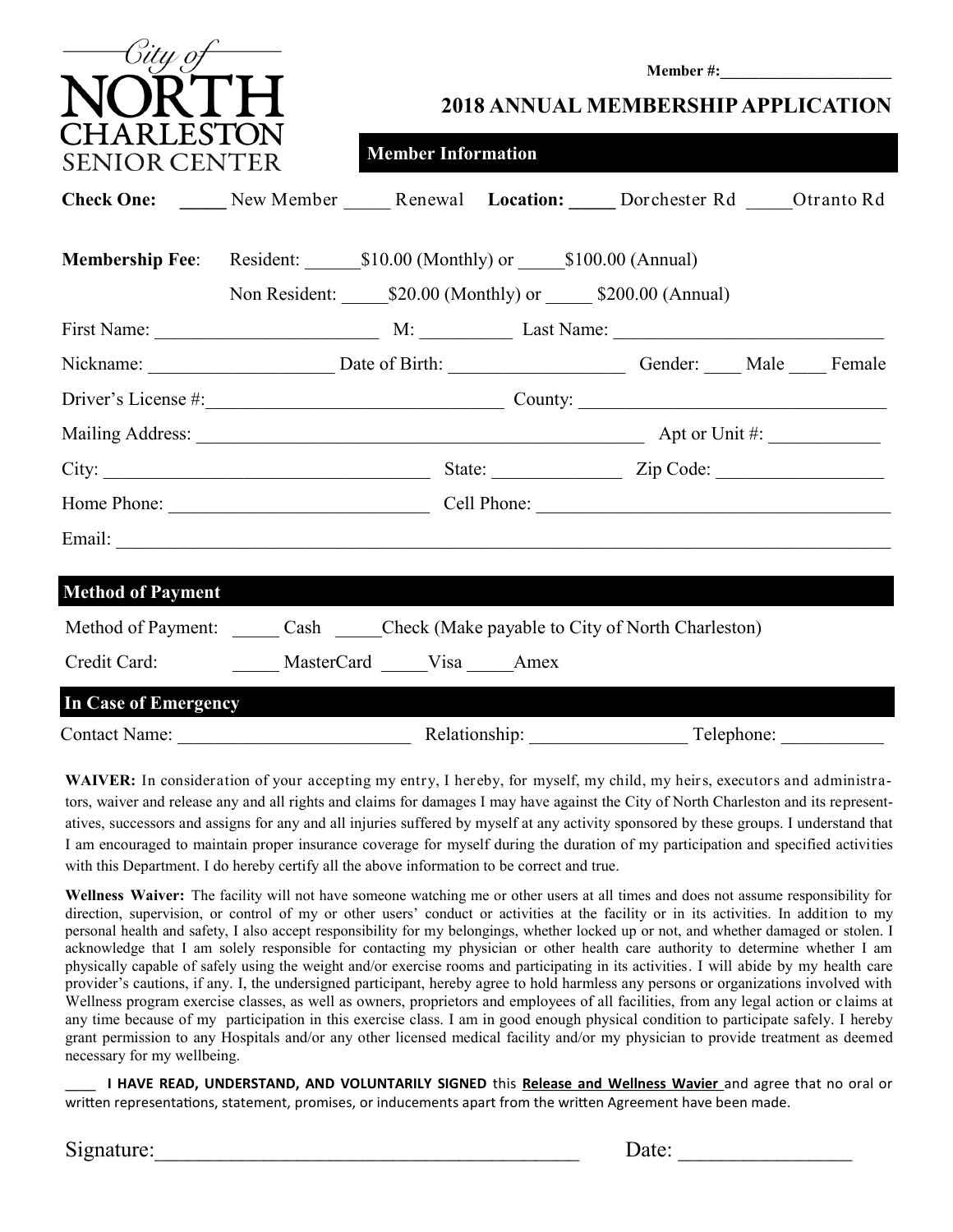City of NORTH CHARLESTON SENIOR CENTER

Member #:______________________

# 2018 ANNUAL MEMBERSHIP APPLICATION

## Member Information

**Check One:** _____ New Member _____ Renewal **Location:** _____ Dorchester Rd _____Otranto Rd

**Membership Fee**: Resident: ______$10.00 (Monthly) or _____$100.00 (Annual)

Non Resident: _____$20.00 (Monthly) or _____ $200.00 (Annual)

First Name: ________________________ M: __________ Last Name: _____________________________

Nickname: ___________________ Date of Birth: __________________ Gender: ____ Male ____ Female

Driver's License #:_______________________________ County: ________________________________

Mailing Address: _______________________________________________ Apt or Unit #: ___________

City: __________________________________ State: _____________ Zip Code: _________________

Home Phone: ___________________________ Cell Phone: ______________________________________

Email: ______________________________________________________________________________

## Method of Payment

Method of Payment: _____ Cash _____Check (Make payable to City of North Charleston)

Credit Card: _____ MasterCard _____Visa _____Amex

## In Case of Emergency

Contact Name: _________________________ Relationship: ________________ Telephone: ___________

**WAIVER:** In consideration of your accepting my entry, I hereby, for myself, my child, my heirs, executors and administrators, waiver and release any and all rights and claims for damages I may have against the City of North Charleston and its representatives, successors and assigns for any and all injuries suffered by myself at any activity sponsored by these groups. I understand that I am encouraged to maintain proper insurance coverage for myself during the duration of my participation and specified activities with this Department. I do hereby certify all the above information to be correct and true.

**Wellness Waiver:** The facility will not have someone watching me or other users at all times and does not assume responsibility for direction, supervision, or control of my or other users' conduct or activities at the facility or in its activities. In addition to my personal health and safety, I also accept responsibility for my belongings, whether locked up or not, and whether damaged or stolen. I acknowledge that I am solely responsible for contacting my physician or other health care authority to determine whether I am physically capable of safely using the weight and/or exercise rooms and participating in its activities. I will abide by my health care provider's cautions, if any. I, the undersigned participant, hereby agree to hold harmless any persons or organizations involved with Wellness program exercise classes, as well as owners, proprietors and employees of all facilities, from any legal action or claims at any time because of my participation in this exercise class. I am in good enough physical condition to participate safely. I hereby grant permission to any Hospitals and/or any other licensed medical facility and/or my physician to provide treatment as deemed necessary for my wellbeing.

____ **I HAVE READ, UNDERSTAND, AND VOLUNTARILY SIGNED** this **Release and Wellness Wavier** and agree that no oral or written representations, statement, promises, or inducements apart from the written Agreement have been made.

Signature:________________________________________ Date: ________________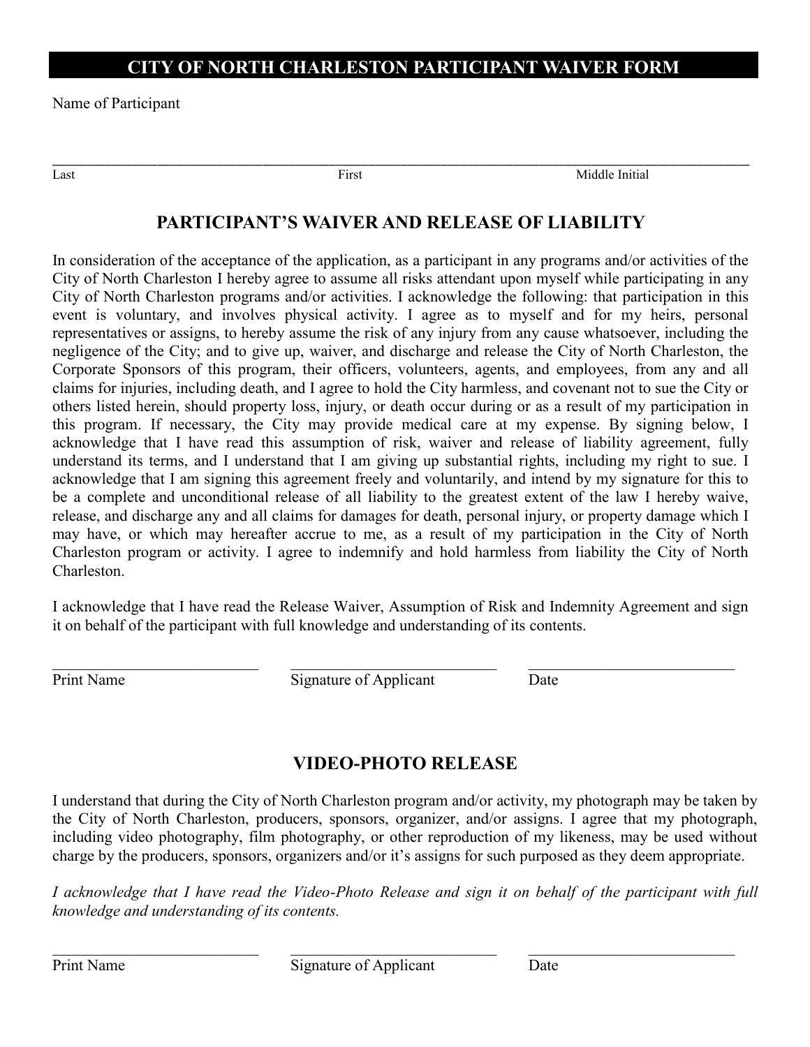# CITY OF NORTH CHARLESTON PARTICIPANT WAIVER FORM

Name of Participant

\_\_\_\_\_\_\_\_\_\_\_\_\_\_\_\_\_\_\_\_\_\_\_\_\_\_\_\_\_\_\_\_\_\_\_\_\_\_\_\_\_\_\_\_\_\_\_\_\_\_\_\_\_\_\_\_\_\_\_\_\_\_\_\_\_\_\_\_\_\_\_\_\_\_\_\_\_\_

Last | First | Middle Initial

## PARTICIPANT'S WAIVER AND RELEASE OF LIABILITY

In consideration of the acceptance of the application, as a participant in any programs and/or activities of the City of North Charleston I hereby agree to assume all risks attendant upon myself while participating in any City of North Charleston programs and/or activities. I acknowledge the following: that participation in this event is voluntary, and involves physical activity. I agree as to myself and for my heirs, personal representatives or assigns, to hereby assume the risk of any injury from any cause whatsoever, including the negligence of the City; and to give up, waiver, and discharge and release the City of North Charleston, the Corporate Sponsors of this program, their officers, volunteers, agents, and employees, from any and all claims for injuries, including death, and I agree to hold the City harmless, and covenant not to sue the City or others listed herein, should property loss, injury, or death occur during or as a result of my participation in this program. If necessary, the City may provide medical care at my expense. By signing below, I acknowledge that I have read this assumption of risk, waiver and release of liability agreement, fully understand its terms, and I understand that I am giving up substantial rights, including my right to sue. I acknowledge that I am signing this agreement freely and voluntarily, and intend by my signature for this to be a complete and unconditional release of all liability to the greatest extent of the law I hereby waive, release, and discharge any and all claims for damages for death, personal injury, or property damage which I may have, or which may hereafter accrue to me, as a result of my participation in the City of North Charleston program or activity. I agree to indemnify and hold harmless from liability the City of North Charleston.

I acknowledge that I have read the Release Waiver, Assumption of Risk and Indemnity Agreement and sign it on behalf of the participant with full knowledge and understanding of its contents.

\_\_\_\_\_\_\_\_\_\_\_\_\_\_\_\_\_\_\_\_\_\_\_\_\_\_ \_\_\_\_\_\_\_\_\_\_\_\_\_\_\_\_\_\_\_\_\_\_\_\_\_\_ \_\_\_\_\_\_\_\_\_\_\_\_\_\_\_\_\_\_\_\_\_\_\_\_\_\_

Print Name | Signature of Applicant | Date

## VIDEO-PHOTO RELEASE

I understand that during the City of North Charleston program and/or activity, my photograph may be taken by the City of North Charleston, producers, sponsors, organizer, and/or assigns. I agree that my photograph, including video photography, film photography, or other reproduction of my likeness, may be used without charge by the producers, sponsors, organizers and/or it's assigns for such purposed as they deem appropriate.

*I acknowledge that I have read the Video-Photo Release and sign it on behalf of the participant with full knowledge and understanding of its contents.*

\_\_\_\_\_\_\_\_\_\_\_\_\_\_\_\_\_\_\_\_\_\_\_\_\_\_ \_\_\_\_\_\_\_\_\_\_\_\_\_\_\_\_\_\_\_\_\_\_\_\_\_\_ \_\_\_\_\_\_\_\_\_\_\_\_\_\_\_\_\_\_\_\_\_\_\_\_\_\_

Print Name | Signature of Applicant | Date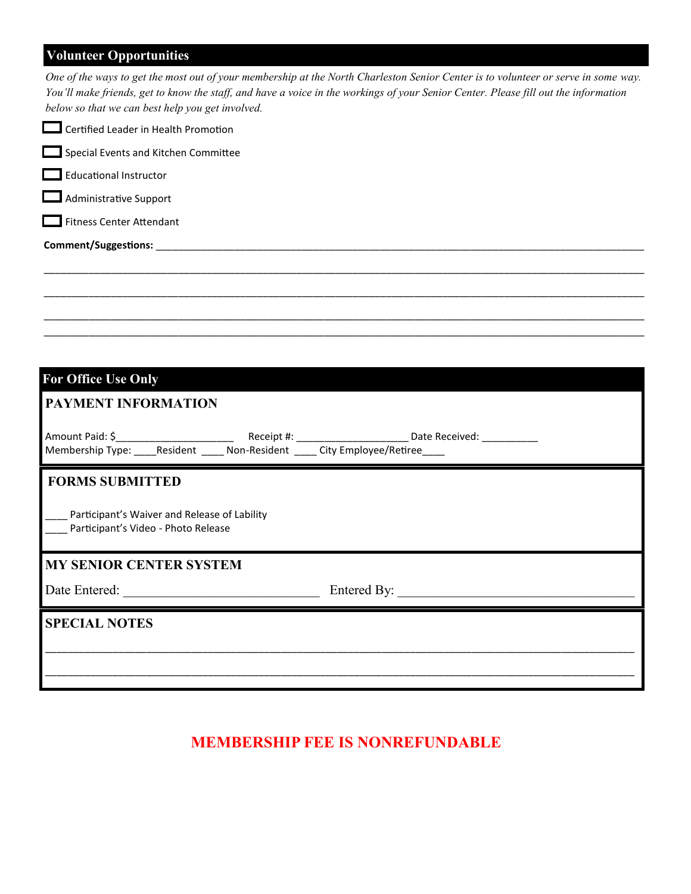## Volunteer Opportunities

*One of the ways to get the most out of your membership at the North Charleston Senior Center is to volunteer or serve in some way. You'll make friends, get to know the staff, and have a voice in the workings of your Senior Center. Please fill out the information below so that we can best help you get involved.*

- ☐ Certified Leader in Health Promotion
- ☐ Special Events and Kitchen Committee
- ☐ Educational Instructor
- ☐ Administrative Support
- ☐ Fitness Center Attendant

**Comment/Suggestions:** ______________________________________________________________________________

______________________________________________________________________________________________

______________________________________________________________________________________________

______________________________________________________________________________________________

______________________________________________________________________________________________

## For Office Use Only

### PAYMENT INFORMATION

Amount Paid: $____________________ Receipt #: ___________________ Date Received: __________
Membership Type: ____Resident ____ Non-Resident ____ City Employee/Retiree____

### FORMS SUBMITTED

____ Participant's Waiver and Release of Lability
____ Participant's Video - Photo Release

### MY SENIOR CENTER SYSTEM

Date Entered: ____________________________ Entered By: ____________________________________

### SPECIAL NOTES

______________________________________________________________________________________________

______________________________________________________________________________________________

**MEMBERSHIP FEE IS NONREFUNDABLE**